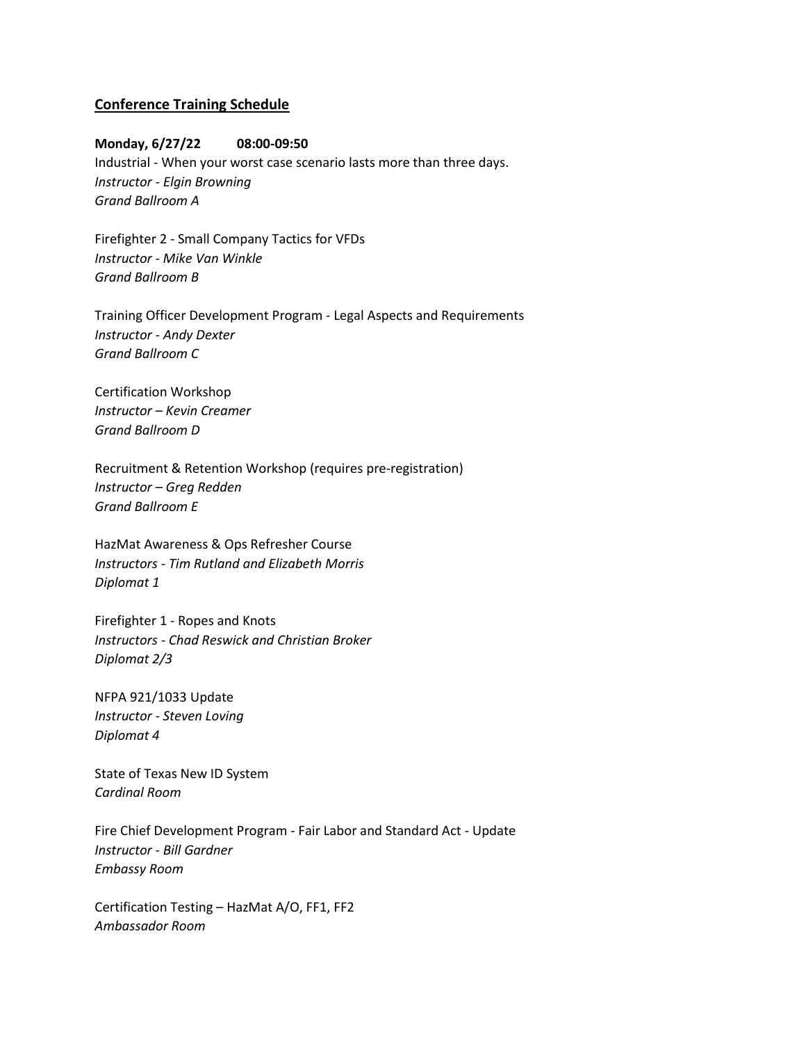## Conference Training Schedule

**Monday, 6/27/22 08:00-09:50**

Industrial - When your worst case scenario lasts more than three days.
*Instructor - Elgin Browning*
*Grand Ballroom A*

Firefighter 2 - Small Company Tactics for VFDs
*Instructor - Mike Van Winkle*
*Grand Ballroom B*

Training Officer Development Program - Legal Aspects and Requirements
*Instructor - Andy Dexter*
*Grand Ballroom C*

Certification Workshop
*Instructor – Kevin Creamer*
*Grand Ballroom D*

Recruitment & Retention Workshop (requires pre-registration)
*Instructor – Greg Redden*
*Grand Ballroom E*

HazMat Awareness & Ops Refresher Course
*Instructors - Tim Rutland and Elizabeth Morris*
*Diplomat 1*

Firefighter 1 - Ropes and Knots
*Instructors - Chad Reswick and Christian Broker*
*Diplomat 2/3*

NFPA 921/1033 Update
*Instructor - Steven Loving*
*Diplomat 4*

State of Texas New ID System
*Cardinal Room*

Fire Chief Development Program - Fair Labor and Standard Act - Update
*Instructor - Bill Gardner*
*Embassy Room*

Certification Testing – HazMat A/O, FF1, FF2
*Ambassador Room*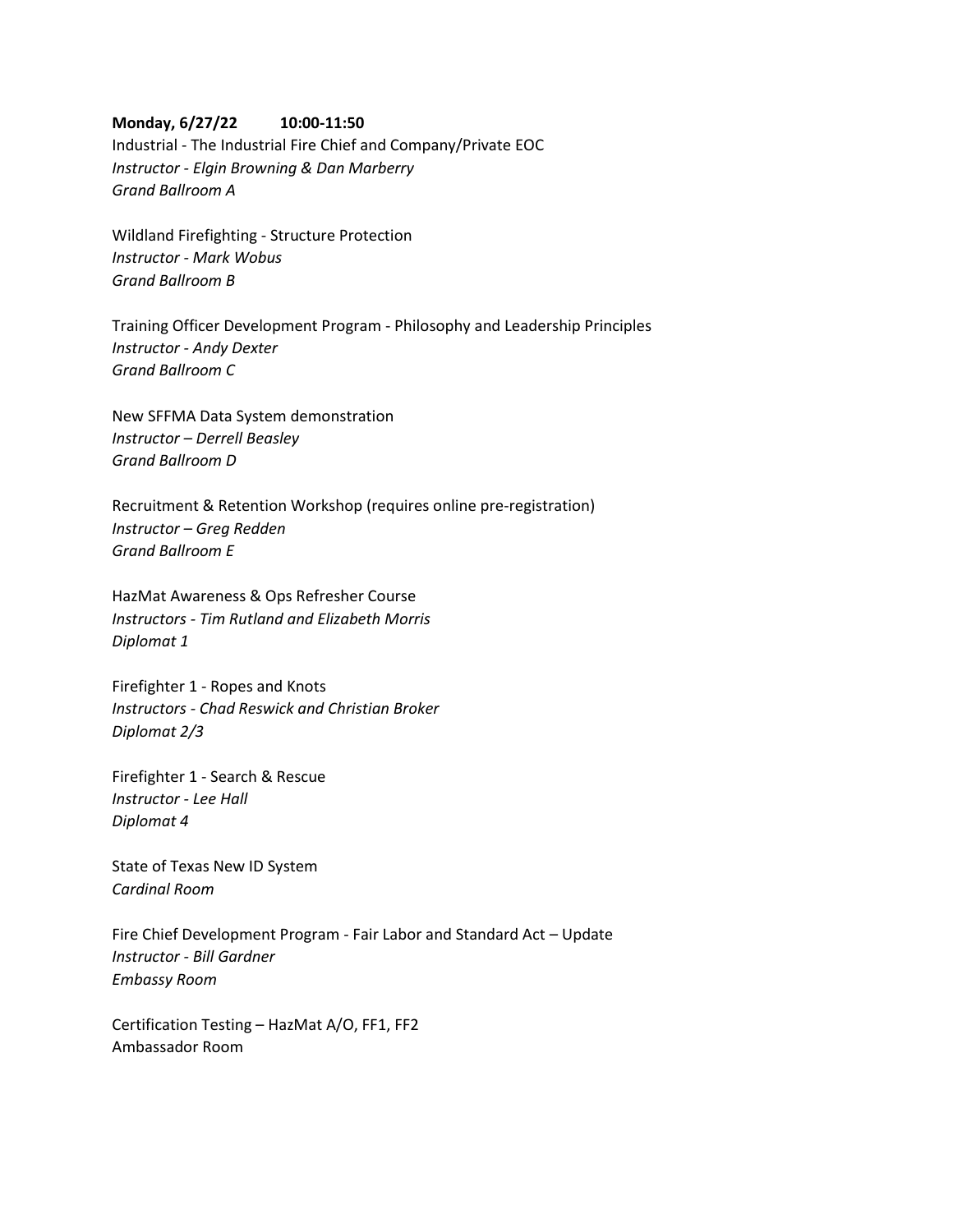**Monday, 6/27/22 10:00-11:50**

Industrial - The Industrial Fire Chief and Company/Private EOC
*Instructor - Elgin Browning & Dan Marberry*
*Grand Ballroom A*

Wildland Firefighting - Structure Protection
*Instructor - Mark Wobus*
*Grand Ballroom B*

Training Officer Development Program - Philosophy and Leadership Principles
*Instructor - Andy Dexter*
*Grand Ballroom C*

New SFFMA Data System demonstration
*Instructor – Derrell Beasley*
*Grand Ballroom D*

Recruitment & Retention Workshop (requires online pre-registration)
*Instructor – Greg Redden*
*Grand Ballroom E*

HazMat Awareness & Ops Refresher Course
*Instructors - Tim Rutland and Elizabeth Morris*
*Diplomat 1*

Firefighter 1 - Ropes and Knots
*Instructors - Chad Reswick and Christian Broker*
*Diplomat 2/3*

Firefighter 1 - Search & Rescue
*Instructor - Lee Hall*
*Diplomat 4*

State of Texas New ID System
*Cardinal Room*

Fire Chief Development Program - Fair Labor and Standard Act – Update
*Instructor - Bill Gardner*
*Embassy Room*

Certification Testing – HazMat A/O, FF1, FF2
Ambassador Room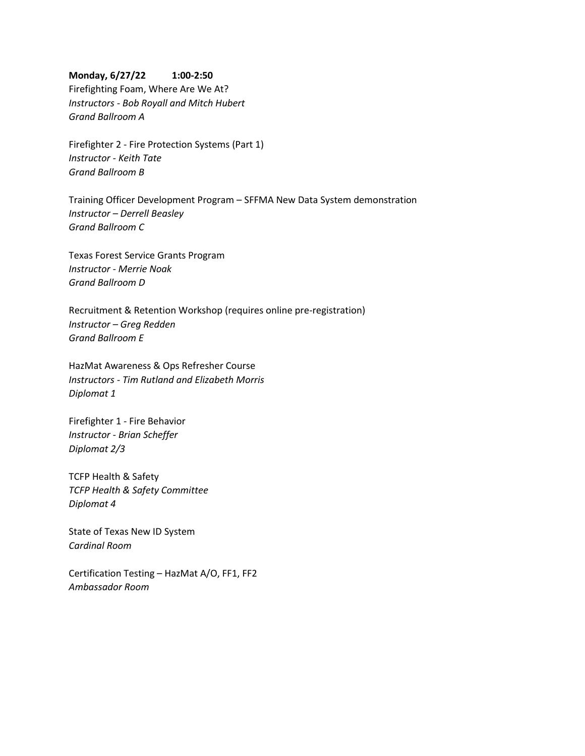**Monday, 6/27/22 1:00-2:50**

Firefighting Foam, Where Are We At?
*Instructors - Bob Royall and Mitch Hubert*
*Grand Ballroom A*

Firefighter 2 - Fire Protection Systems (Part 1)
*Instructor - Keith Tate*
*Grand Ballroom B*

Training Officer Development Program – SFFMA New Data System demonstration
*Instructor – Derrell Beasley*
*Grand Ballroom C*

Texas Forest Service Grants Program
*Instructor - Merrie Noak*
*Grand Ballroom D*

Recruitment & Retention Workshop (requires online pre-registration)
*Instructor – Greg Redden*
*Grand Ballroom E*

HazMat Awareness & Ops Refresher Course
*Instructors - Tim Rutland and Elizabeth Morris*
*Diplomat 1*

Firefighter 1 - Fire Behavior
*Instructor - Brian Scheffer*
*Diplomat 2/3*

TCFP Health & Safety
*TCFP Health & Safety Committee*
*Diplomat 4*

State of Texas New ID System
*Cardinal Room*

Certification Testing – HazMat A/O, FF1, FF2
*Ambassador Room*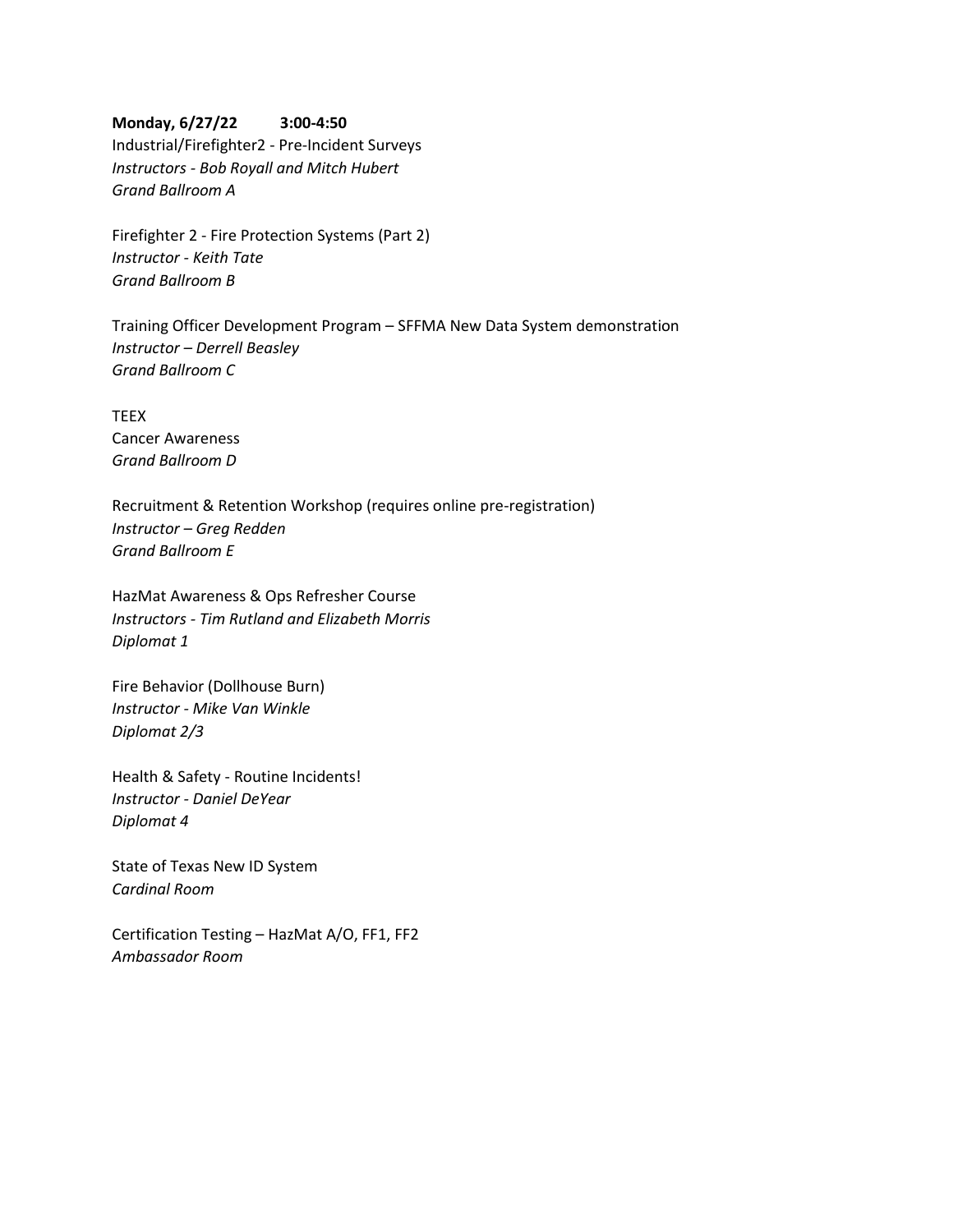**Monday, 6/27/22 3:00-4:50**

Industrial/Firefighter2 - Pre-Incident Surveys
*Instructors - Bob Royall and Mitch Hubert*
*Grand Ballroom A*

Firefighter 2 - Fire Protection Systems (Part 2)
*Instructor - Keith Tate*
*Grand Ballroom B*

Training Officer Development Program – SFFMA New Data System demonstration
*Instructor – Derrell Beasley*
*Grand Ballroom C*

TEEX
Cancer Awareness
*Grand Ballroom D*

Recruitment & Retention Workshop (requires online pre-registration)
*Instructor – Greg Redden*
*Grand Ballroom E*

HazMat Awareness & Ops Refresher Course
*Instructors - Tim Rutland and Elizabeth Morris*
*Diplomat 1*

Fire Behavior (Dollhouse Burn)
*Instructor - Mike Van Winkle*
*Diplomat 2/3*

Health & Safety - Routine Incidents!
*Instructor - Daniel DeYear*
*Diplomat 4*

State of Texas New ID System
*Cardinal Room*

Certification Testing – HazMat A/O, FF1, FF2
*Ambassador Room*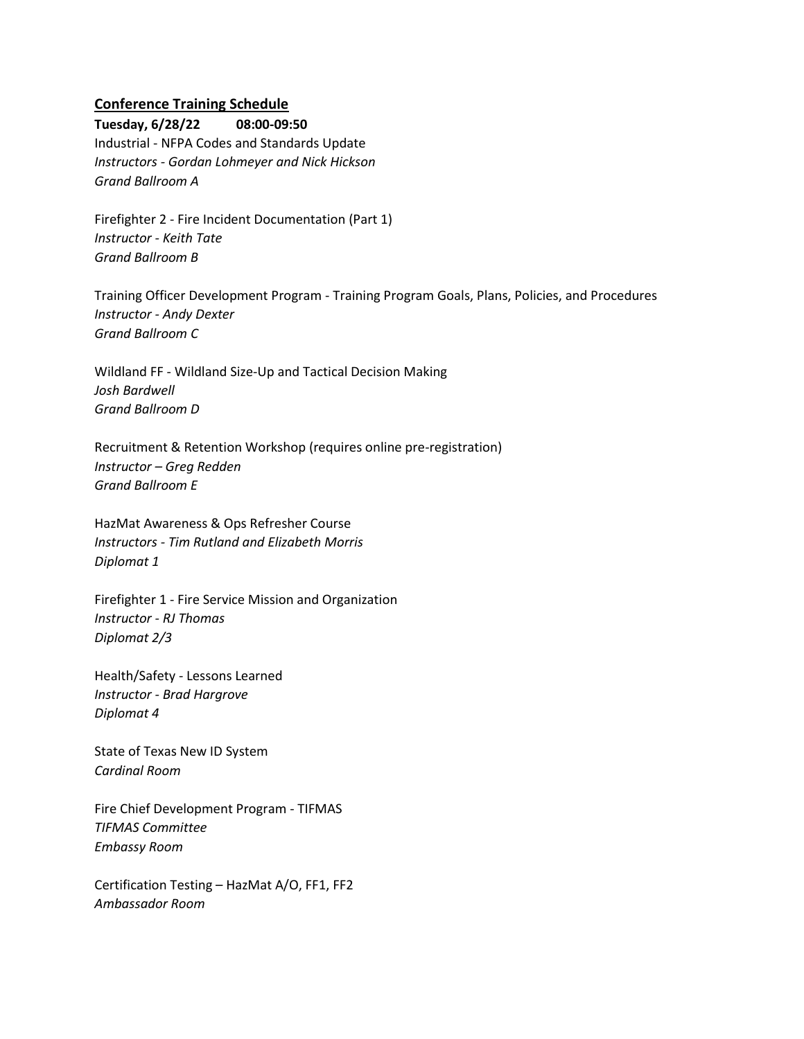## Conference Training Schedule

**Tuesday, 6/28/22 08:00-09:50**

Industrial - NFPA Codes and Standards Update
*Instructors - Gordan Lohmeyer and Nick Hickson*
*Grand Ballroom A*

Firefighter 2 - Fire Incident Documentation (Part 1)
*Instructor - Keith Tate*
*Grand Ballroom B*

Training Officer Development Program - Training Program Goals, Plans, Policies, and Procedures
*Instructor - Andy Dexter*
*Grand Ballroom C*

Wildland FF - Wildland Size-Up and Tactical Decision Making
*Josh Bardwell*
*Grand Ballroom D*

Recruitment & Retention Workshop (requires online pre-registration)
*Instructor – Greg Redden*
*Grand Ballroom E*

HazMat Awareness & Ops Refresher Course
*Instructors - Tim Rutland and Elizabeth Morris*
*Diplomat 1*

Firefighter 1 - Fire Service Mission and Organization
*Instructor - RJ Thomas*
*Diplomat 2/3*

Health/Safety - Lessons Learned
*Instructor - Brad Hargrove*
*Diplomat 4*

State of Texas New ID System
*Cardinal Room*

Fire Chief Development Program - TIFMAS
*TIFMAS Committee*
*Embassy Room*

Certification Testing – HazMat A/O, FF1, FF2
*Ambassador Room*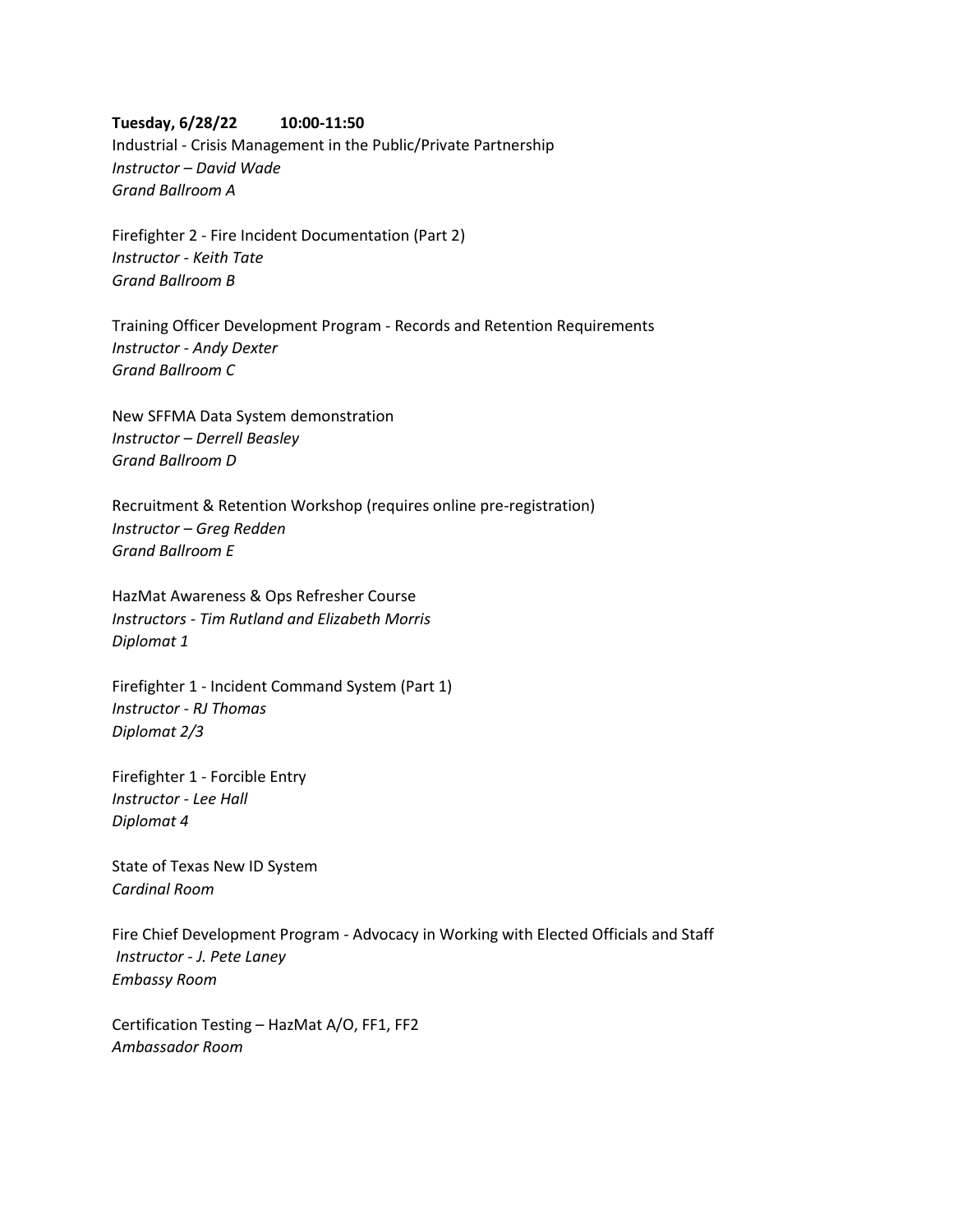**Tuesday, 6/28/22 10:00-11:50**

Industrial - Crisis Management in the Public/Private Partnership
*Instructor – David Wade*
*Grand Ballroom A*

Firefighter 2 - Fire Incident Documentation (Part 2)
*Instructor - Keith Tate*
*Grand Ballroom B*

Training Officer Development Program - Records and Retention Requirements
*Instructor - Andy Dexter*
*Grand Ballroom C*

New SFFMA Data System demonstration
*Instructor – Derrell Beasley*
*Grand Ballroom D*

Recruitment & Retention Workshop (requires online pre-registration)
*Instructor – Greg Redden*
*Grand Ballroom E*

HazMat Awareness & Ops Refresher Course
*Instructors - Tim Rutland and Elizabeth Morris*
*Diplomat 1*

Firefighter 1 - Incident Command System (Part 1)
*Instructor - RJ Thomas*
*Diplomat 2/3*

Firefighter 1 - Forcible Entry
*Instructor - Lee Hall*
*Diplomat 4*

State of Texas New ID System
*Cardinal Room*

Fire Chief Development Program - Advocacy in Working with Elected Officials and Staff
*Instructor - J. Pete Laney*
*Embassy Room*

Certification Testing – HazMat A/O, FF1, FF2
*Ambassador Room*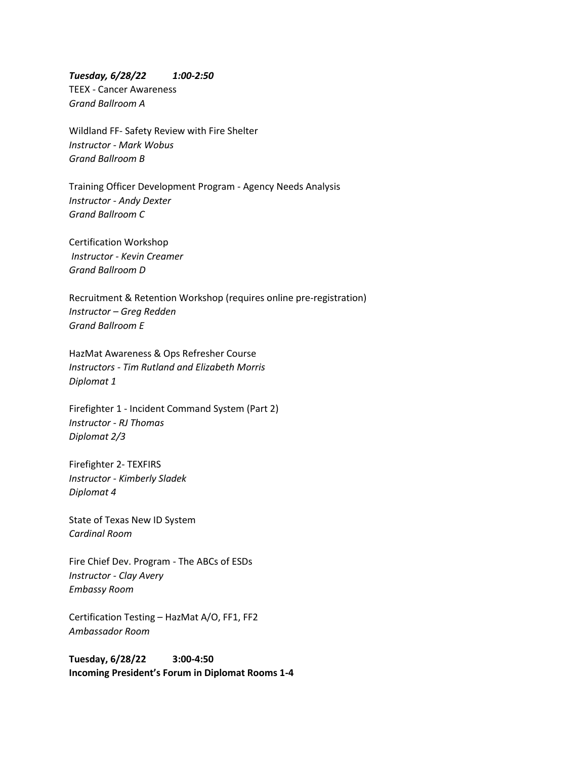***Tuesday, 6/28/22 1:00-2:50***

TEEX - Cancer Awareness
*Grand Ballroom A*

Wildland FF- Safety Review with Fire Shelter
*Instructor - Mark Wobus*
*Grand Ballroom B*

Training Officer Development Program - Agency Needs Analysis
*Instructor - Andy Dexter*
*Grand Ballroom C*

Certification Workshop
*Instructor - Kevin Creamer*
*Grand Ballroom D*

Recruitment & Retention Workshop (requires online pre-registration)
*Instructor – Greg Redden*
*Grand Ballroom E*

HazMat Awareness & Ops Refresher Course
*Instructors - Tim Rutland and Elizabeth Morris*
*Diplomat 1*

Firefighter 1 - Incident Command System (Part 2)
*Instructor - RJ Thomas*
*Diplomat 2/3*

Firefighter 2- TEXFIRS
*Instructor - Kimberly Sladek*
*Diplomat 4*

State of Texas New ID System
*Cardinal Room*

Fire Chief Dev. Program - The ABCs of ESDs
*Instructor - Clay Avery*
*Embassy Room*

Certification Testing – HazMat A/O, FF1, FF2
*Ambassador Room*

**Tuesday, 6/28/22 3:00-4:50**
**Incoming President's Forum in Diplomat Rooms 1-4**